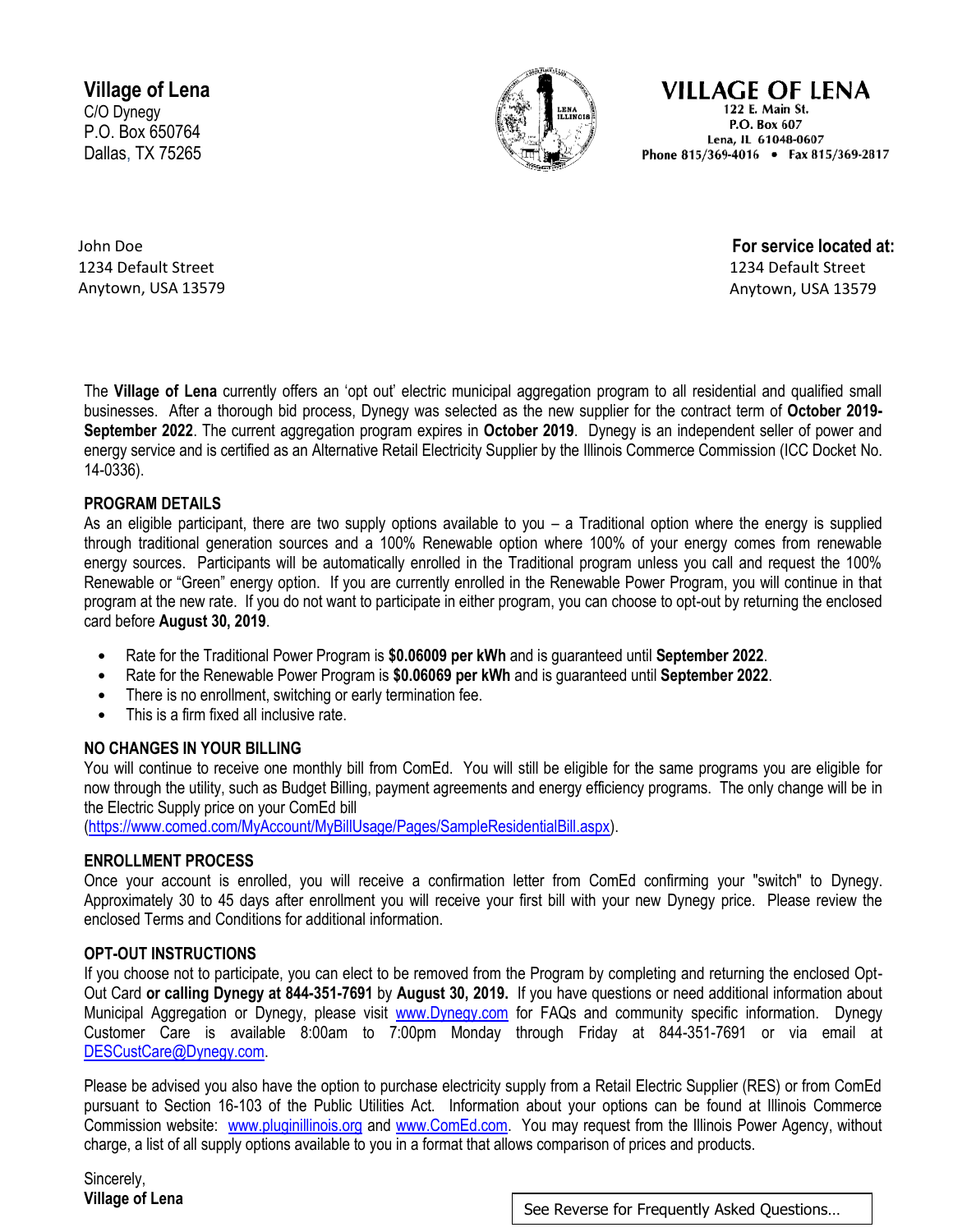**Village of Lena**
C/O Dynegy
P.O. Box 650764
Dallas, TX 75265

**VILLAGE OF LENA**
122 E. Main St.
P.O. Box 607
Lena, IL 61048-0607
Phone 815/369-4016 • Fax 815/369-2817

John Doe
1234 Default Street
Anytown, USA 13579

**For service located at:**
1234 Default Street
Anytown, USA 13579

The **Village of Lena** currently offers an 'opt out' electric municipal aggregation program to all residential and qualified small businesses. After a thorough bid process, Dynegy was selected as the new supplier for the contract term of **October 2019-September 2022**. The current aggregation program expires in **October 2019**. Dynegy is an independent seller of power and energy service and is certified as an Alternative Retail Electricity Supplier by the Illinois Commerce Commission (ICC Docket No. 14-0336).

**PROGRAM DETAILS**

As an eligible participant, there are two supply options available to you – a Traditional option where the energy is supplied through traditional generation sources and a 100% Renewable option where 100% of your energy comes from renewable energy sources. Participants will be automatically enrolled in the Traditional program unless you call and request the 100% Renewable or "Green" energy option. If you are currently enrolled in the Renewable Power Program, you will continue in that program at the new rate. If you do not want to participate in either program, you can choose to opt-out by returning the enclosed card before **August 30, 2019**.

- Rate for the Traditional Power Program is **$0.06009 per kWh** and is guaranteed until **September 2022**.
- Rate for the Renewable Power Program is **$0.06069 per kWh** and is guaranteed until **September 2022**.
- There is no enrollment, switching or early termination fee.
- This is a firm fixed all inclusive rate.

**NO CHANGES IN YOUR BILLING**

You will continue to receive one monthly bill from ComEd. You will still be eligible for the same programs you are eligible for now through the utility, such as Budget Billing, payment agreements and energy efficiency programs. The only change will be in the Electric Supply price on your ComEd bill (https://www.comed.com/MyAccount/MyBillUsage/Pages/SampleResidentialBill.aspx).

**ENROLLMENT PROCESS**

Once your account is enrolled, you will receive a confirmation letter from ComEd confirming your "switch" to Dynegy. Approximately 30 to 45 days after enrollment you will receive your first bill with your new Dynegy price. Please review the enclosed Terms and Conditions for additional information.

**OPT-OUT INSTRUCTIONS**

If you choose not to participate, you can elect to be removed from the Program by completing and returning the enclosed Opt-Out Card **or calling Dynegy at 844-351-7691** by **August 30, 2019.** If you have questions or need additional information about Municipal Aggregation or Dynegy, please visit www.Dynegy.com for FAQs and community specific information. Dynegy Customer Care is available 8:00am to 7:00pm Monday through Friday at 844-351-7691 or via email at DESCustCare@Dynegy.com.

Please be advised you also have the option to purchase electricity supply from a Retail Electric Supplier (RES) or from ComEd pursuant to Section 16-103 of the Public Utilities Act. Information about your options can be found at Illinois Commerce Commission website: www.pluginillinois.org and www.ComEd.com. You may request from the Illinois Power Agency, without charge, a list of all supply options available to you in a format that allows comparison of prices and products.

Sincerely,
**Village of Lena**

See Reverse for Frequently Asked Questions…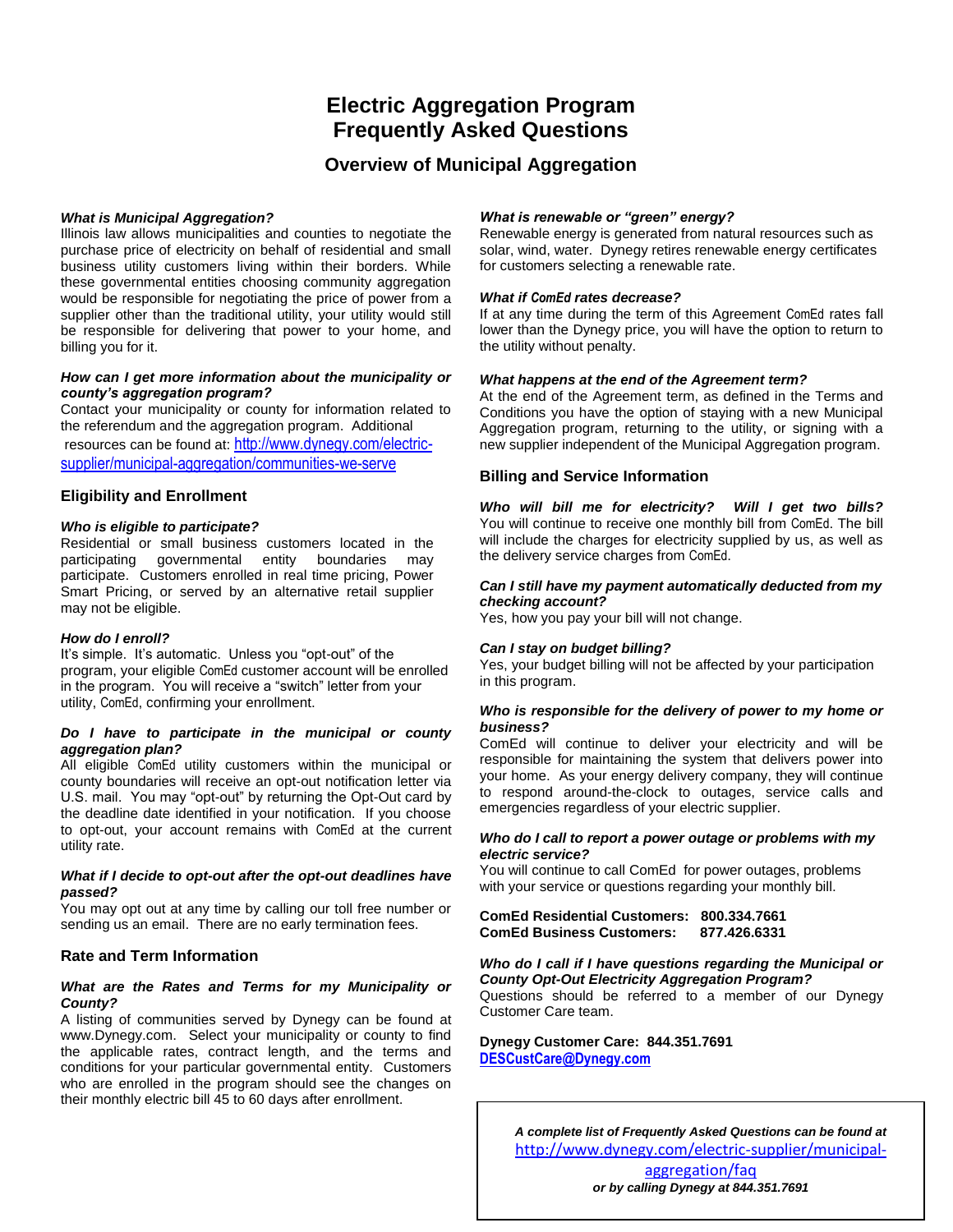# Electric Aggregation Program Frequently Asked Questions

## Overview of Municipal Aggregation

***What is Municipal Aggregation?***

Illinois law allows municipalities and counties to negotiate the purchase price of electricity on behalf of residential and small business utility customers living within their borders. While these governmental entities choosing community aggregation would be responsible for negotiating the price of power from a supplier other than the traditional utility, your utility would still be responsible for delivering that power to your home, and billing you for it.

***How can I get more information about the municipality or county's aggregation program?***

Contact your municipality or county for information related to the referendum and the aggregation program. Additional resources can be found at: http://www.dynegy.com/electric-supplier/municipal-aggregation/communities-we-serve

### Eligibility and Enrollment

***Who is eligible to participate?***

Residential or small business customers located in the participating governmental entity boundaries may participate. Customers enrolled in real time pricing, Power Smart Pricing, or served by an alternative retail supplier may not be eligible.

***How do I enroll?***

It's simple. It's automatic. Unless you "opt-out" of the program, your eligible ComEd customer account will be enrolled in the program. You will receive a "switch" letter from your utility, ComEd, confirming your enrollment.

***Do I have to participate in the municipal or county aggregation plan?***

All eligible ComEd utility customers within the municipal or county boundaries will receive an opt-out notification letter via U.S. mail. You may "opt-out" by returning the Opt-Out card by the deadline date identified in your notification. If you choose to opt-out, your account remains with ComEd at the current utility rate.

***What if I decide to opt-out after the opt-out deadlines have passed?***

You may opt out at any time by calling our toll free number or sending us an email. There are no early termination fees.

### Rate and Term Information

***What are the Rates and Terms for my Municipality or County?***

A listing of communities served by Dynegy can be found at www.Dynegy.com. Select your municipality or county to find the applicable rates, contract length, and the terms and conditions for your particular governmental entity. Customers who are enrolled in the program should see the changes on their monthly electric bill 45 to 60 days after enrollment.

***What is renewable or "green" energy?***

Renewable energy is generated from natural resources such as solar, wind, water. Dynegy retires renewable energy certificates for customers selecting a renewable rate.

***What if ComEd rates decrease?***

If at any time during the term of this Agreement ComEd rates fall lower than the Dynegy price, you will have the option to return to the utility without penalty.

***What happens at the end of the Agreement term?***

At the end of the Agreement term, as defined in the Terms and Conditions you have the option of staying with a new Municipal Aggregation program, returning to the utility, or signing with a new supplier independent of the Municipal Aggregation program.

### Billing and Service Information

***Who will bill me for electricity? Will I get two bills?***

You will continue to receive one monthly bill from ComEd. The bill will include the charges for electricity supplied by us, as well as the delivery service charges from ComEd.

***Can I still have my payment automatically deducted from my checking account?***

Yes, how you pay your bill will not change.

***Can I stay on budget billing?***

Yes, your budget billing will not be affected by your participation in this program.

***Who is responsible for the delivery of power to my home or business?***

ComEd will continue to deliver your electricity and will be responsible for maintaining the system that delivers power into your home. As your energy delivery company, they will continue to respond around-the-clock to outages, service calls and emergencies regardless of your electric supplier.

***Who do I call to report a power outage or problems with my electric service?***

You will continue to call ComEd for power outages, problems with your service or questions regarding your monthly bill.

**ComEd Residential Customers: 800.334.7661**
**ComEd Business Customers: 877.426.6331**

***Who do I call if I have questions regarding the Municipal or County Opt-Out Electricity Aggregation Program?***

Questions should be referred to a member of our Dynegy Customer Care team.

**Dynegy Customer Care: 844.351.7691**
**DESCustCare@Dynegy.com**

***A complete list of Frequently Asked Questions can be found at*** http://www.dynegy.com/electric-supplier/municipal-aggregation/faq ***or by calling Dynegy at 844.351.7691***